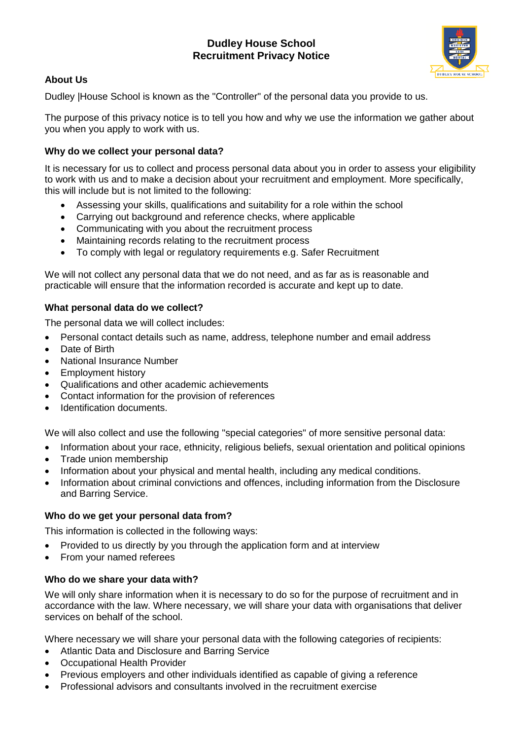# Dudley House School
# Recruitment Privacy Notice

## About Us

Dudley |House School is known as the "Controller" of the personal data you provide to us.

The purpose of this privacy notice is to tell you how and why we use the information we gather about you when you apply to work with us.

## Why do we collect your personal data?

It is necessary for us to collect and process personal data about you in order to assess your eligibility to work with us and to make a decision about your recruitment and employment. More specifically, this will include but is not limited to the following:

- Assessing your skills, qualifications and suitability for a role within the school
- Carrying out background and reference checks, where applicable
- Communicating with you about the recruitment process
- Maintaining records relating to the recruitment process
- To comply with legal or regulatory requirements e.g. Safer Recruitment

We will not collect any personal data that we do not need, and as far as is reasonable and practicable will ensure that the information recorded is accurate and kept up to date.

## What personal data do we collect?

The personal data we will collect includes:

- Personal contact details such as name, address, telephone number and email address
- Date of Birth
- National Insurance Number
- Employment history
- Qualifications and other academic achievements
- Contact information for the provision of references
- Identification documents.

We will also collect and use the following "special categories" of more sensitive personal data:

- Information about your race, ethnicity, religious beliefs, sexual orientation and political opinions
- Trade union membership
- Information about your physical and mental health, including any medical conditions.
- Information about criminal convictions and offences, including information from the Disclosure and Barring Service.

## Who do we get your personal data from?

This information is collected in the following ways:

- Provided to us directly by you through the application form and at interview
- From your named referees

## Who do we share your data with?

We will only share information when it is necessary to do so for the purpose of recruitment and in accordance with the law. Where necessary, we will share your data with organisations that deliver services on behalf of the school.

Where necessary we will share your personal data with the following categories of recipients:

- Atlantic Data and Disclosure and Barring Service
- Occupational Health Provider
- Previous employers and other individuals identified as capable of giving a reference
- Professional advisors and consultants involved in the recruitment exercise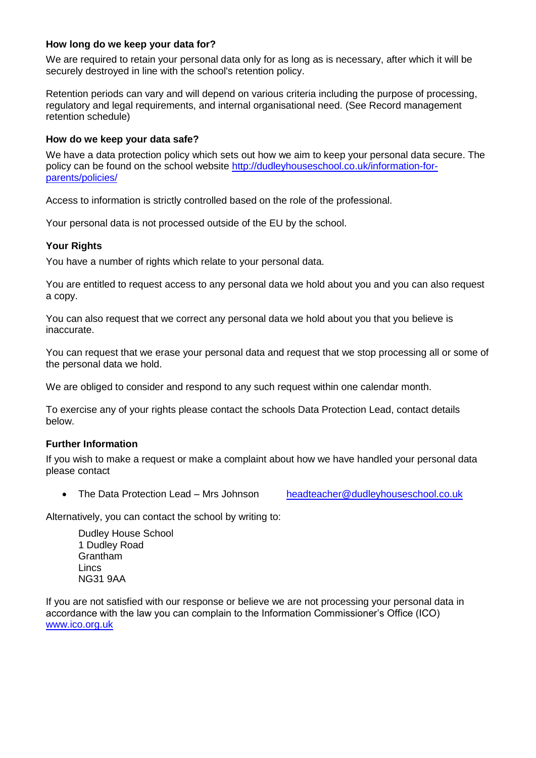### How long do we keep your data for?

We are required to retain your personal data only for as long as is necessary, after which it will be securely destroyed in line with the school's retention policy.

Retention periods can vary and will depend on various criteria including the purpose of processing, regulatory and legal requirements, and internal organisational need. (See Record management retention schedule)

### How do we keep your data safe?

We have a data protection policy which sets out how we aim to keep your personal data secure. The policy can be found on the school website [http://dudleyhouseschool.co.uk/information-for-parents/policies/](http://dudleyhouseschool.co.uk/information-for-parents/policies/)

Access to information is strictly controlled based on the role of the professional.

Your personal data is not processed outside of the EU by the school.

### Your Rights

You have a number of rights which relate to your personal data.

You are entitled to request access to any personal data we hold about you and you can also request a copy.

You can also request that we correct any personal data we hold about you that you believe is inaccurate.

You can request that we erase your personal data and request that we stop processing all or some of the personal data we hold.

We are obliged to consider and respond to any such request within one calendar month.

To exercise any of your rights please contact the schools Data Protection Lead, contact details below.

### Further Information

If you wish to make a request or make a complaint about how we have handled your personal data please contact

- The Data Protection Lead – Mrs Johnson [headteacher@dudleyhouseschool.co.uk](mailto:headteacher@dudleyhouseschool.co.uk)

Alternatively, you can contact the school by writing to:

Dudley House School
1 Dudley Road
Grantham
Lincs
NG31 9AA

If you are not satisfied with our response or believe we are not processing your personal data in accordance with the law you can complain to the Information Commissioner's Office (ICO) [www.ico.org.uk](http://www.ico.org.uk)